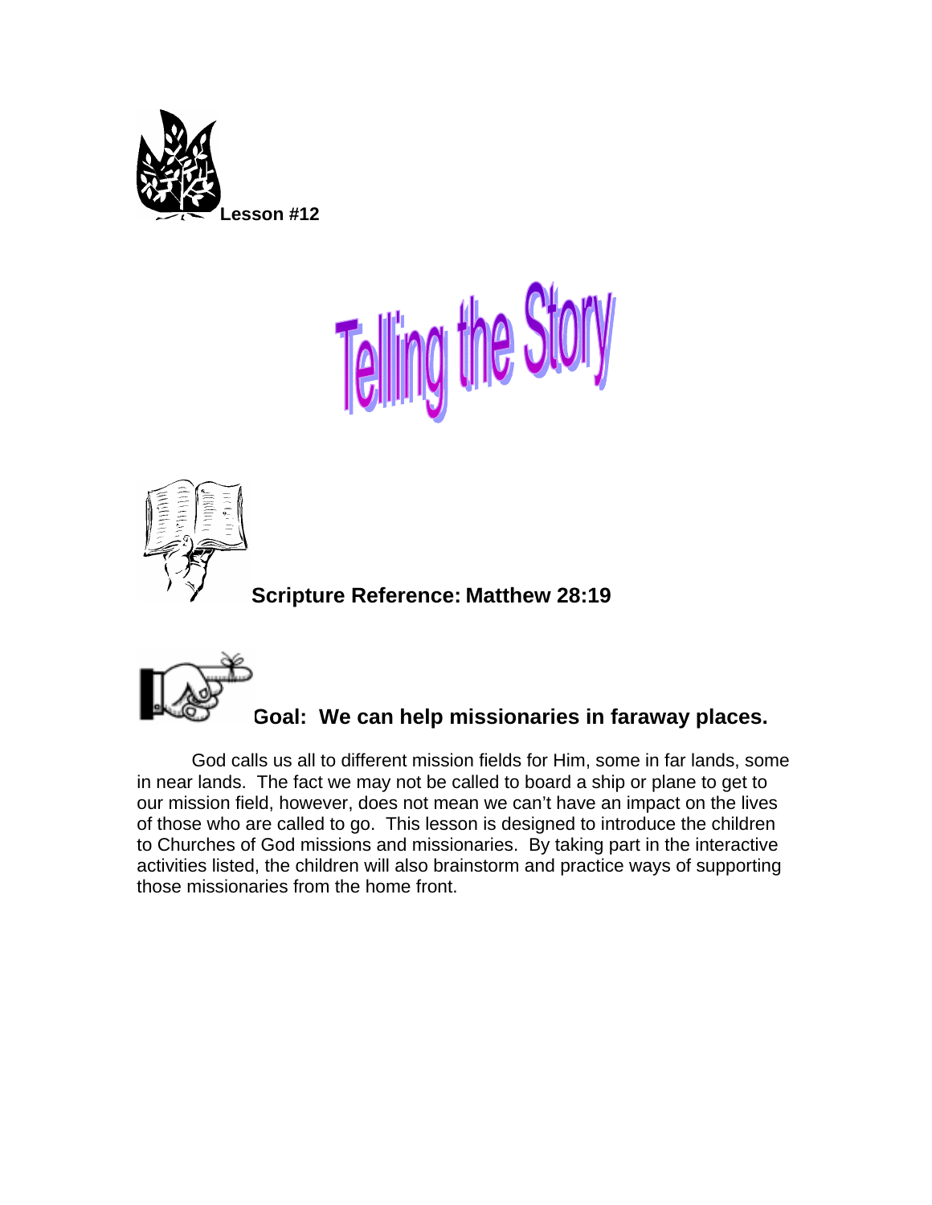**Lesson #12**

# Telling the Story

**Scripture Reference: Matthew 28:19**

**Goal: We can help missionaries in faraway places.**

God calls us all to different mission fields for Him, some in far lands, some in near lands. The fact we may not be called to board a ship or plane to get to our mission field, however, does not mean we can't have an impact on the lives of those who are called to go. This lesson is designed to introduce the children to Churches of God missions and missionaries. By taking part in the interactive activities listed, the children will also brainstorm and practice ways of supporting those missionaries from the home front.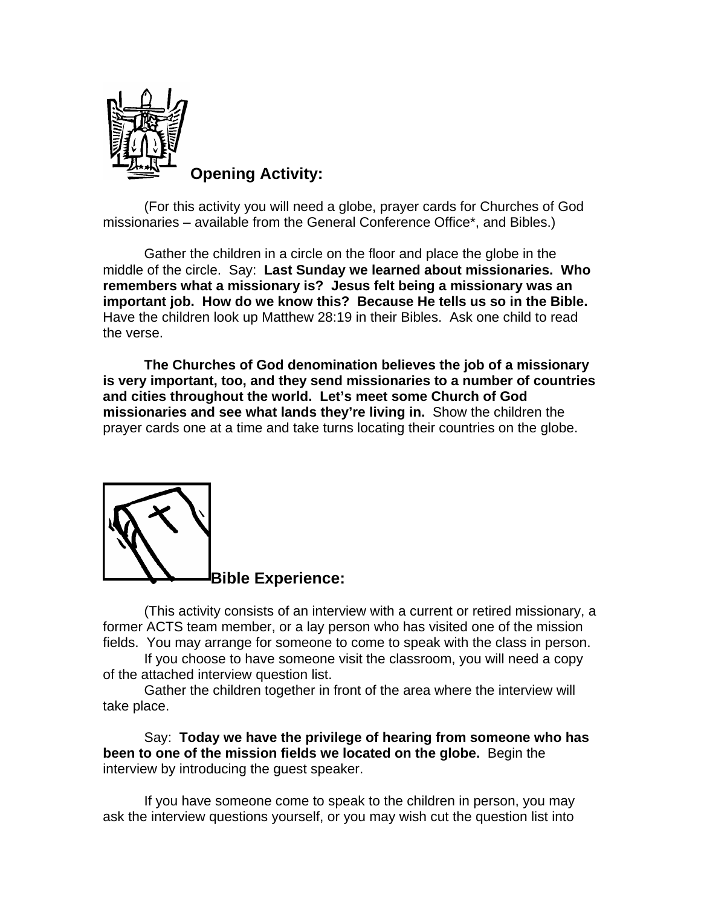## Opening Activity:

(For this activity you will need a globe, prayer cards for Churches of God missionaries – available from the General Conference Office*, and Bibles.)

Gather the children in a circle on the floor and place the globe in the middle of the circle. Say: **Last Sunday we learned about missionaries. Who remembers what a missionary is? Jesus felt being a missionary was an important job. How do we know this? Because He tells us so in the Bible.** Have the children look up Matthew 28:19 in their Bibles. Ask one child to read the verse.

**The Churches of God denomination believes the job of a missionary is very important, too, and they send missionaries to a number of countries and cities throughout the world. Let's meet some Church of God missionaries and see what lands they're living in.** Show the children the prayer cards one at a time and take turns locating their countries on the globe.

## Bible Experience:

(This activity consists of an interview with a current or retired missionary, a former ACTS team member, or a lay person who has visited one of the mission fields. You may arrange for someone to come to speak with the class in person.

If you choose to have someone visit the classroom, you will need a copy of the attached interview question list.

Gather the children together in front of the area where the interview will take place.

Say: **Today we have the privilege of hearing from someone who has been to one of the mission fields we located on the globe.** Begin the interview by introducing the guest speaker.

If you have someone come to speak to the children in person, you may ask the interview questions yourself, or you may wish cut the question list into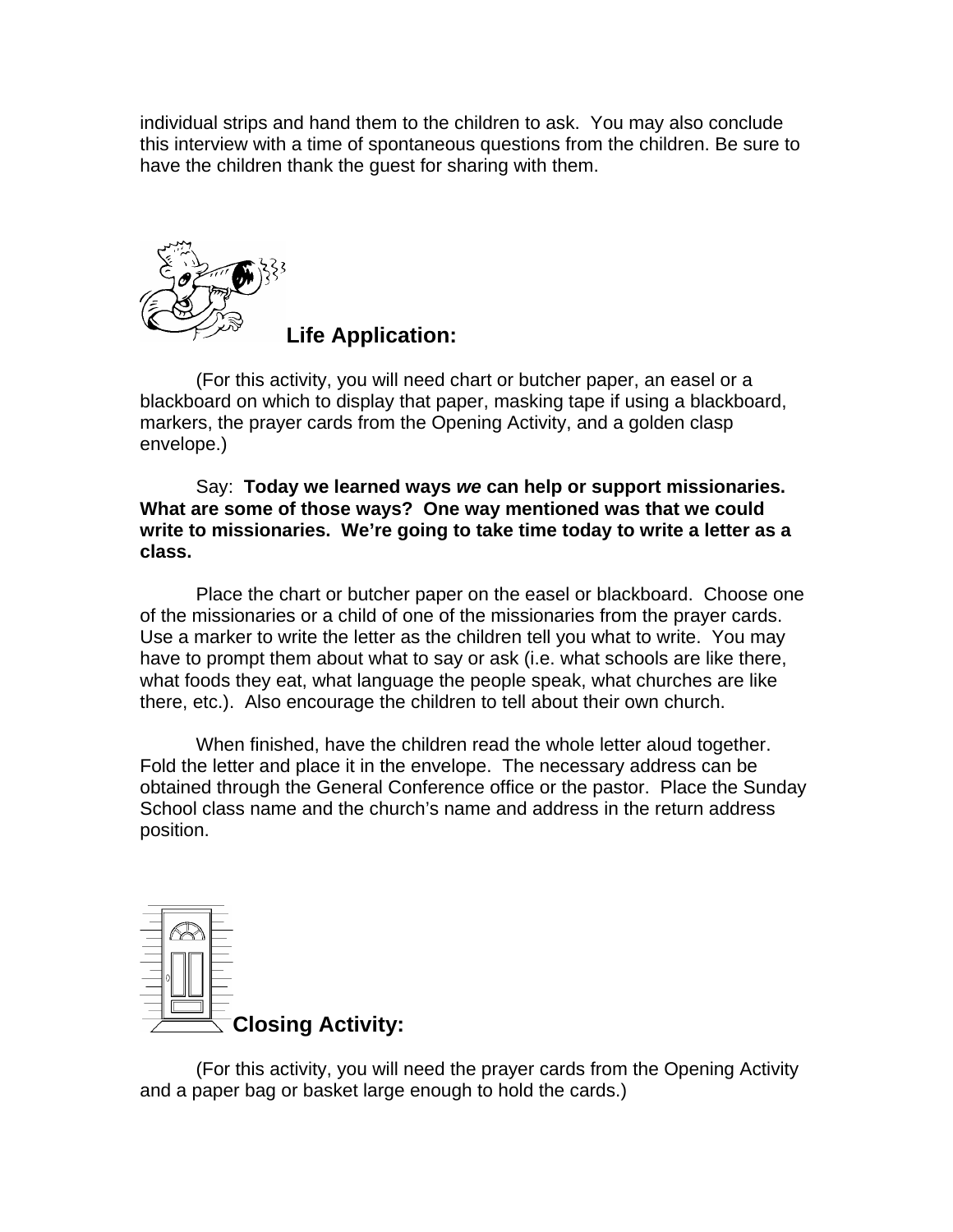individual strips and hand them to the children to ask. You may also conclude this interview with a time of spontaneous questions from the children. Be sure to have the children thank the guest for sharing with them.

## Life Application:

(For this activity, you will need chart or butcher paper, an easel or a blackboard on which to display that paper, masking tape if using a blackboard, markers, the prayer cards from the Opening Activity, and a golden clasp envelope.)

Say: **Today we learned ways *we* can help or support missionaries. What are some of those ways? One way mentioned was that we could write to missionaries. We're going to take time today to write a letter as a class.**

Place the chart or butcher paper on the easel or blackboard. Choose one of the missionaries or a child of one of the missionaries from the prayer cards. Use a marker to write the letter as the children tell you what to write. You may have to prompt them about what to say or ask (i.e. what schools are like there, what foods they eat, what language the people speak, what churches are like there, etc.). Also encourage the children to tell about their own church.

When finished, have the children read the whole letter aloud together. Fold the letter and place it in the envelope. The necessary address can be obtained through the General Conference office or the pastor. Place the Sunday School class name and the church's name and address in the return address position.

## Closing Activity:

(For this activity, you will need the prayer cards from the Opening Activity and a paper bag or basket large enough to hold the cards.)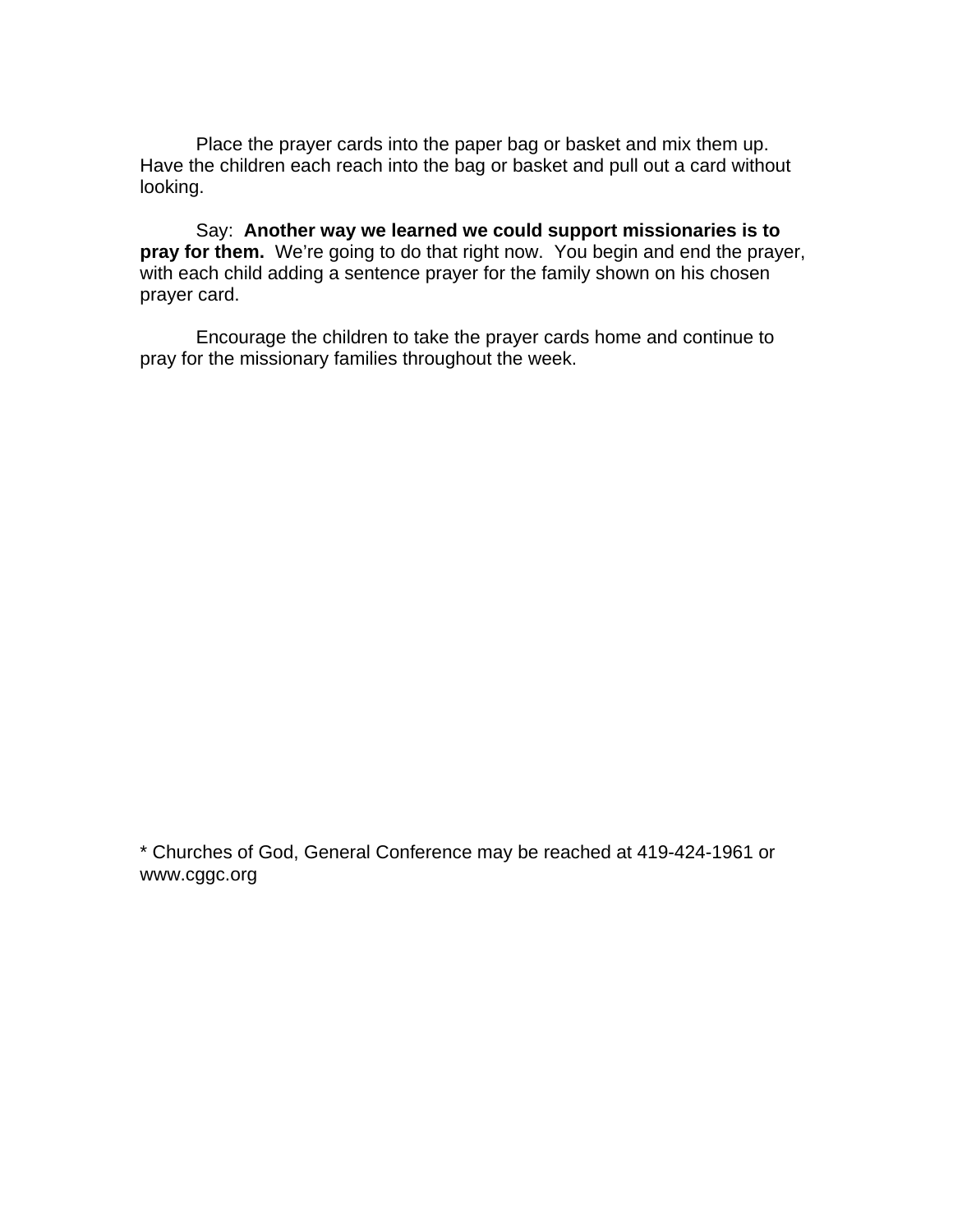Place the prayer cards into the paper bag or basket and mix them up. Have the children each reach into the bag or basket and pull out a card without looking.

Say: **Another way we learned we could support missionaries is to pray for them.** We're going to do that right now. You begin and end the prayer, with each child adding a sentence prayer for the family shown on his chosen prayer card.

Encourage the children to take the prayer cards home and continue to pray for the missionary families throughout the week.

* Churches of God, General Conference may be reached at 419-424-1961 or www.cggc.org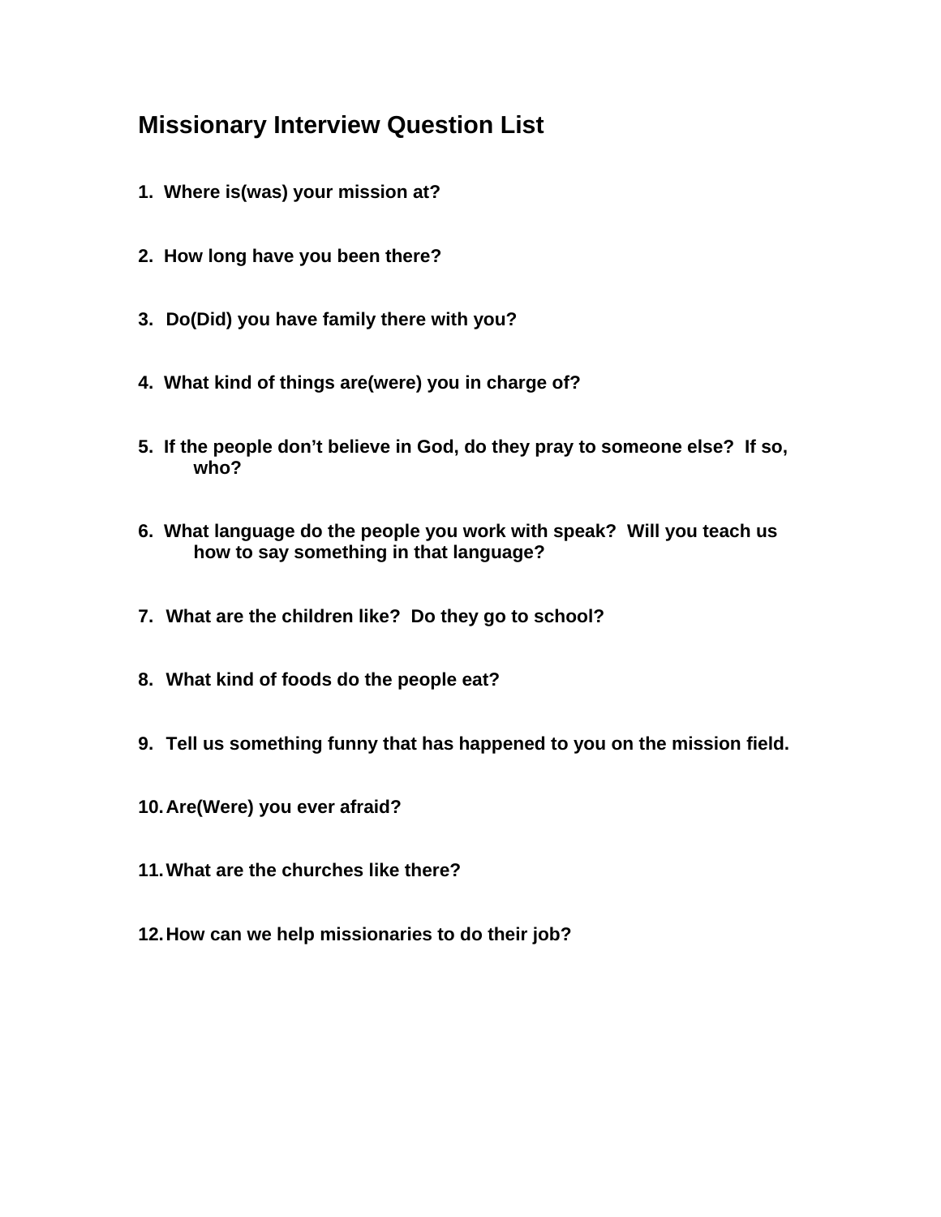# Missionary Interview Question List

1. **Where is(was) your mission at?**

2. **How long have you been there?**

3. **Do(Did) you have family there with you?**

4. **What kind of things are(were) you in charge of?**

5. **If the people don't believe in God, do they pray to someone else? If so, who?**

6. **What language do the people you work with speak? Will you teach us how to say something in that language?**

7. **What are the children like? Do they go to school?**

8. **What kind of foods do the people eat?**

9. **Tell us something funny that has happened to you on the mission field.**

10. **Are(Were) you ever afraid?**

11. **What are the churches like there?**

12. **How can we help missionaries to do their job?**